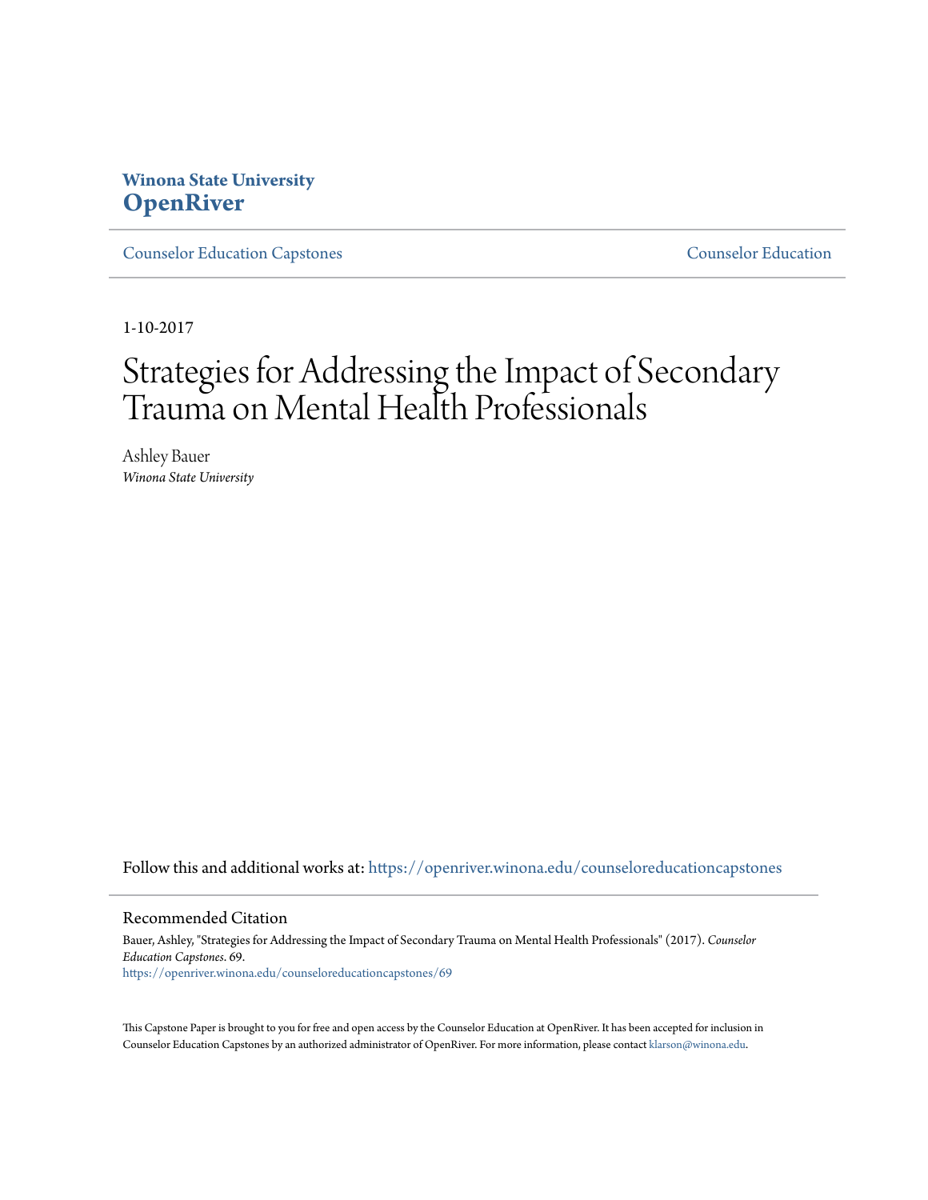**Winona State University**
# OpenRiver

Counselor Education Capstones | Counselor Education

1-10-2017

# Strategies for Addressing the Impact of Secondary Trauma on Mental Health Professionals

Ashley Bauer
*Winona State University*

Follow this and additional works at: https://openriver.winona.edu/counseloreducationcapstones

## Recommended Citation

Bauer, Ashley, "Strategies for Addressing the Impact of Secondary Trauma on Mental Health Professionals" (2017). *Counselor Education Capstones*. 69.
https://openriver.winona.edu/counseloreducationcapstones/69

This Capstone Paper is brought to you for free and open access by the Counselor Education at OpenRiver. It has been accepted for inclusion in Counselor Education Capstones by an authorized administrator of OpenRiver. For more information, please contact klarson@winona.edu.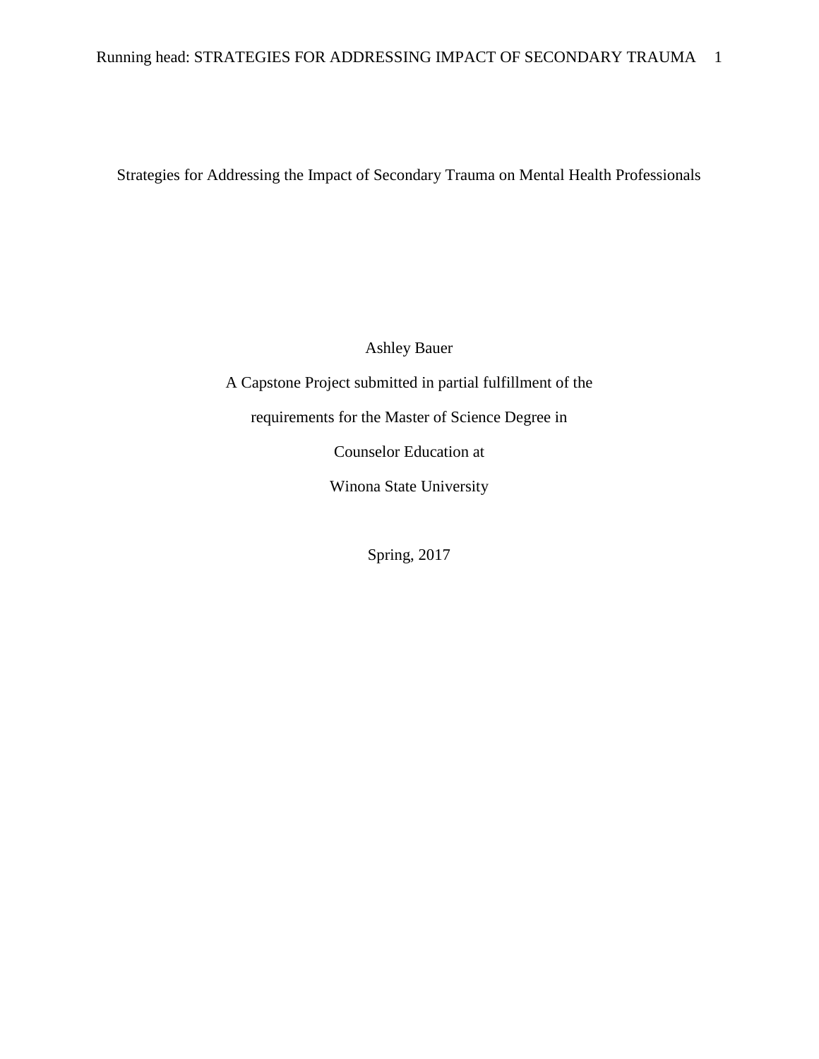# Strategies for Addressing the Impact of Secondary Trauma on Mental Health Professionals

Ashley Bauer

A Capstone Project submitted in partial fulfillment of the

requirements for the Master of Science Degree in

Counselor Education at

Winona State University

Spring, 2017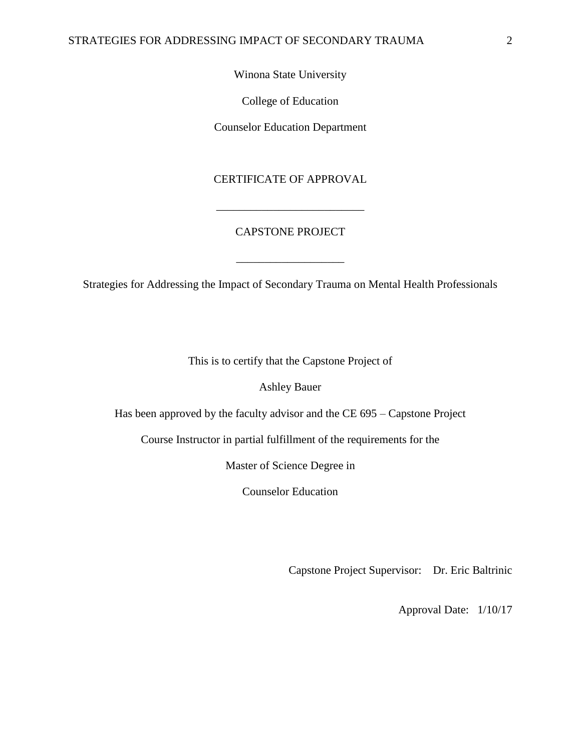Winona State University

College of Education

Counselor Education Department

CERTIFICATE OF APPROVAL

___________________________

CAPSTONE PROJECT

___________________

Strategies for Addressing the Impact of Secondary Trauma on Mental Health Professionals

This is to certify that the Capstone Project of

Ashley Bauer

Has been approved by the faculty advisor and the CE 695 – Capstone Project

Course Instructor in partial fulfillment of the requirements for the

Master of Science Degree in

Counselor Education

Capstone Project Supervisor: Dr. Eric Baltrinic

Approval Date: 1/10/17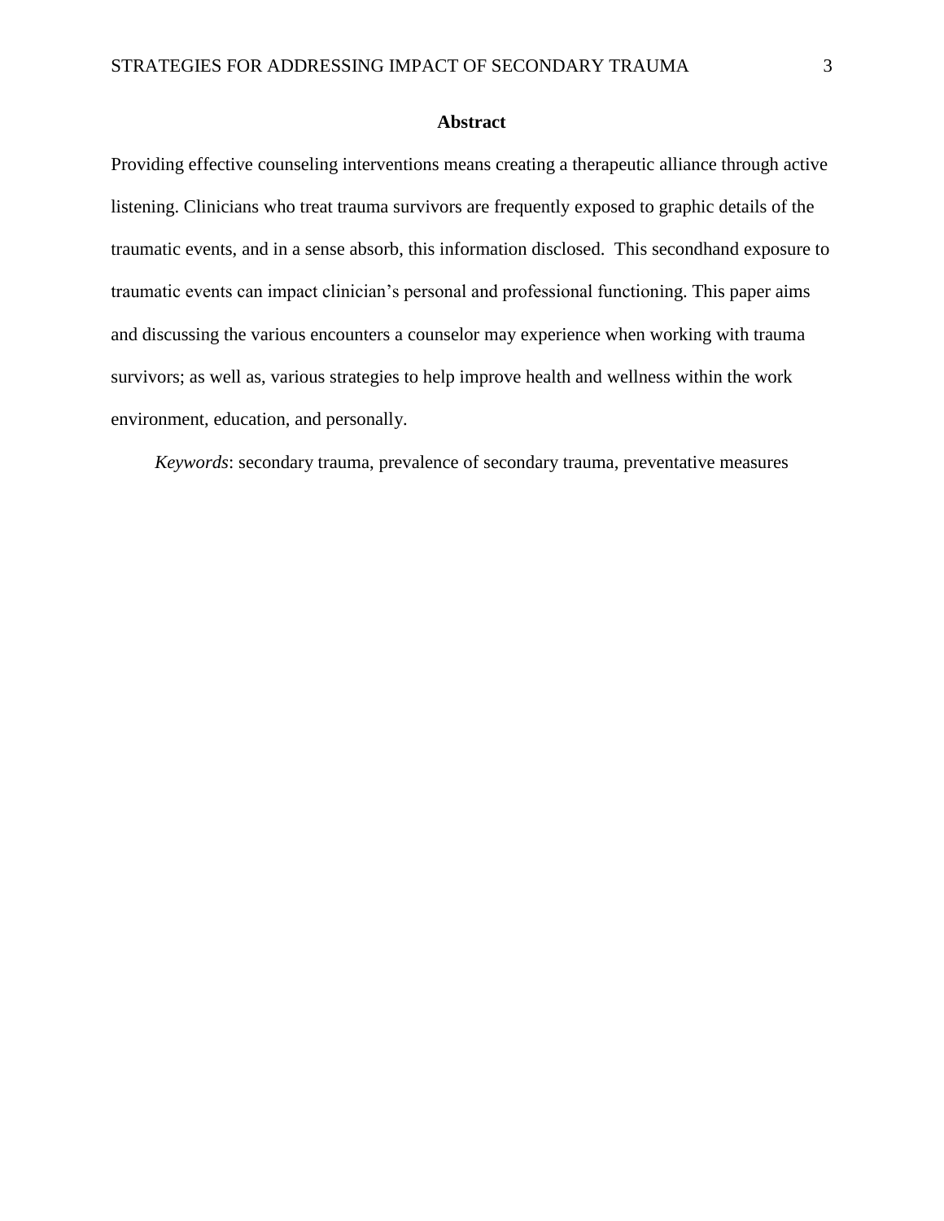# Abstract

Providing effective counseling interventions means creating a therapeutic alliance through active listening. Clinicians who treat trauma survivors are frequently exposed to graphic details of the traumatic events, and in a sense absorb, this information disclosed. This secondhand exposure to traumatic events can impact clinician's personal and professional functioning. This paper aims and discussing the various encounters a counselor may experience when working with trauma survivors; as well as, various strategies to help improve health and wellness within the work environment, education, and personally.

*Keywords*: secondary trauma, prevalence of secondary trauma, preventative measures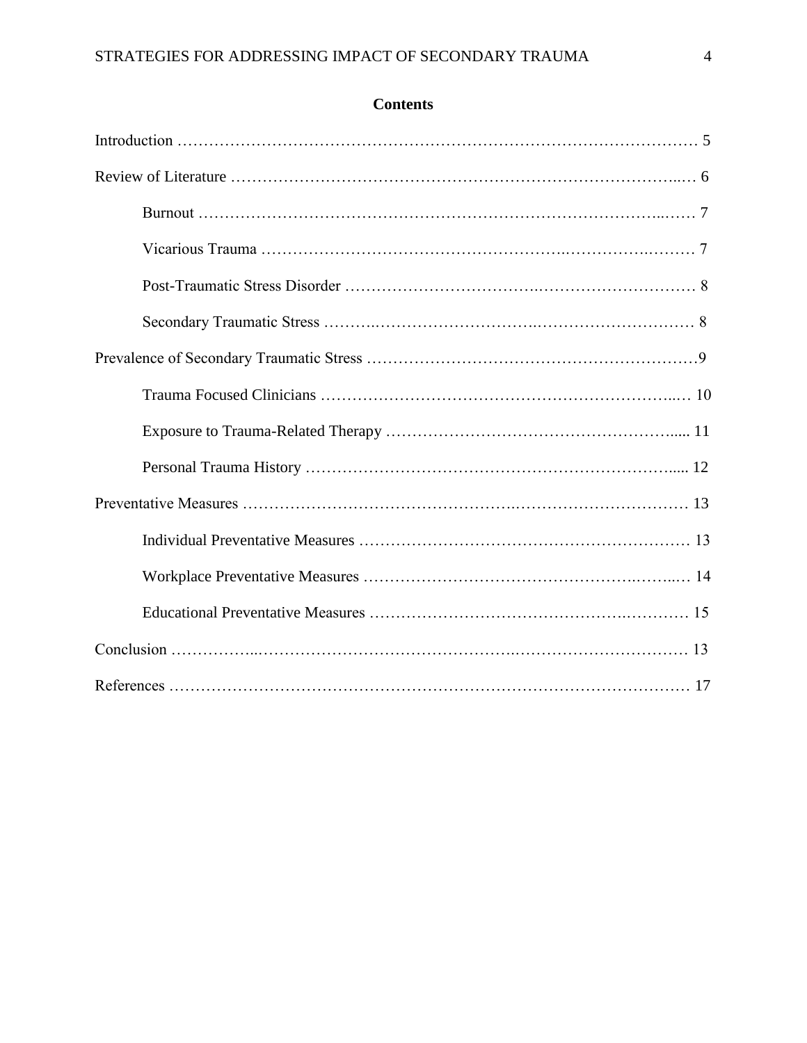**Contents**

Introduction ………………………………………………………………………………… 5

Review of Literature …………………………………………………………………..… 6

Burnout …………………………………………………………………………..…… 7

Vicarious Trauma ………………………………………………..…………….……… 7

Post-Traumatic Stress Disorder ……………………………….………………………… 8

Secondary Traumatic Stress ……….…………………………..………………………… 8

Prevalence of Secondary Traumatic Stress ……………………………………………………9

Trauma Focused Clinicians …………………………………………………………..… 10

Exposure to Trauma-Related Therapy ……………………………………………….... 11

Personal Trauma History ………………………………………………………….... 12

Preventative Measures …………………………………………….…………………………… 13

Individual Preventative Measures ……………………………………………………… 13

Workplace Preventative Measures ………………………………………….……..… 14

Educational Preventative Measures ……………………………………….………… 15

Conclusion ……………..…………………………………………….…………………………… 13

References …………………………………………………………………………………… 17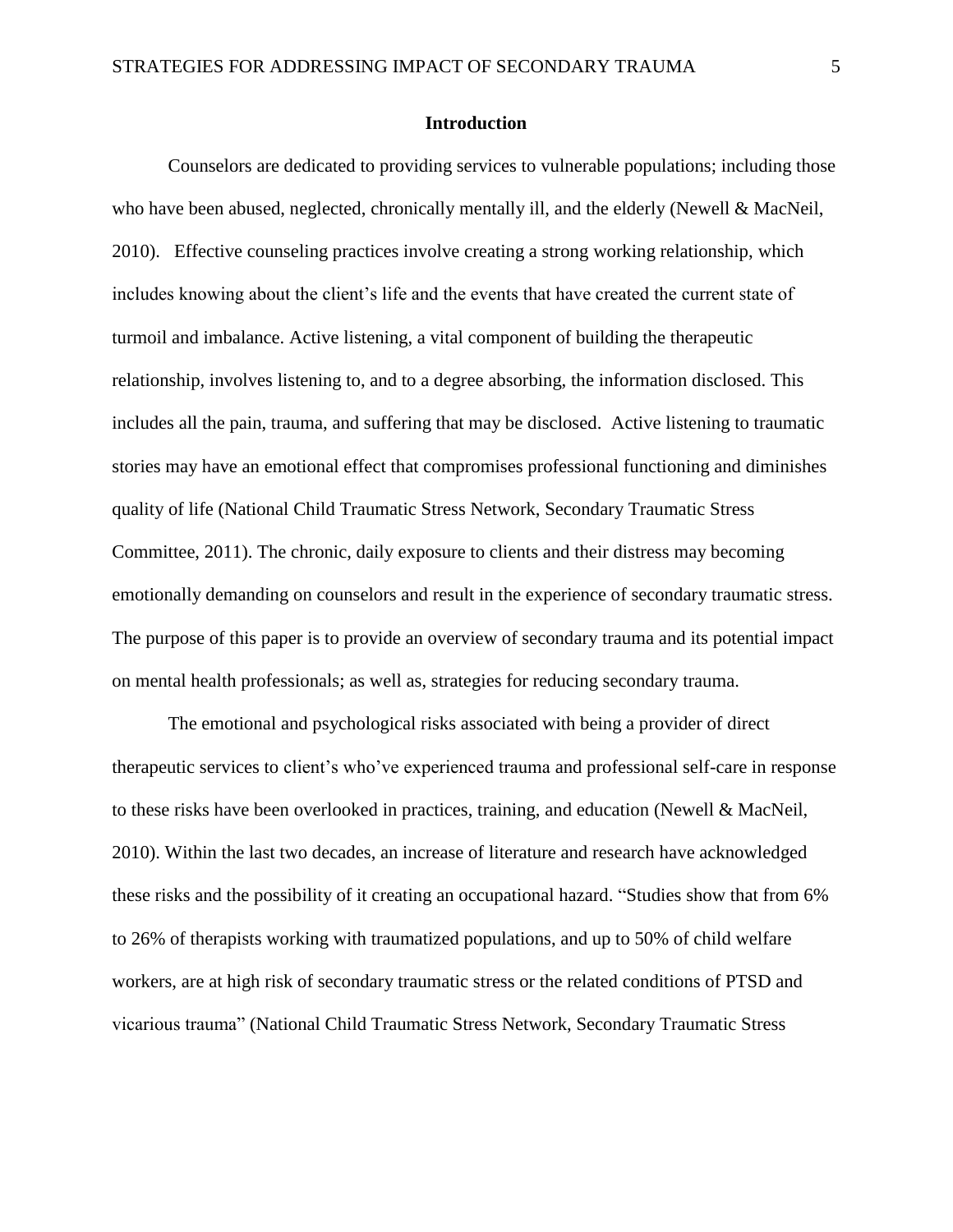## Introduction

Counselors are dedicated to providing services to vulnerable populations; including those who have been abused, neglected, chronically mentally ill, and the elderly (Newell & MacNeil, 2010). Effective counseling practices involve creating a strong working relationship, which includes knowing about the client's life and the events that have created the current state of turmoil and imbalance. Active listening, a vital component of building the therapeutic relationship, involves listening to, and to a degree absorbing, the information disclosed. This includes all the pain, trauma, and suffering that may be disclosed. Active listening to traumatic stories may have an emotional effect that compromises professional functioning and diminishes quality of life (National Child Traumatic Stress Network, Secondary Traumatic Stress Committee, 2011). The chronic, daily exposure to clients and their distress may becoming emotionally demanding on counselors and result in the experience of secondary traumatic stress. The purpose of this paper is to provide an overview of secondary trauma and its potential impact on mental health professionals; as well as, strategies for reducing secondary trauma.

The emotional and psychological risks associated with being a provider of direct therapeutic services to client's who've experienced trauma and professional self-care in response to these risks have been overlooked in practices, training, and education (Newell & MacNeil, 2010). Within the last two decades, an increase of literature and research have acknowledged these risks and the possibility of it creating an occupational hazard. "Studies show that from 6% to 26% of therapists working with traumatized populations, and up to 50% of child welfare workers, are at high risk of secondary traumatic stress or the related conditions of PTSD and vicarious trauma" (National Child Traumatic Stress Network, Secondary Traumatic Stress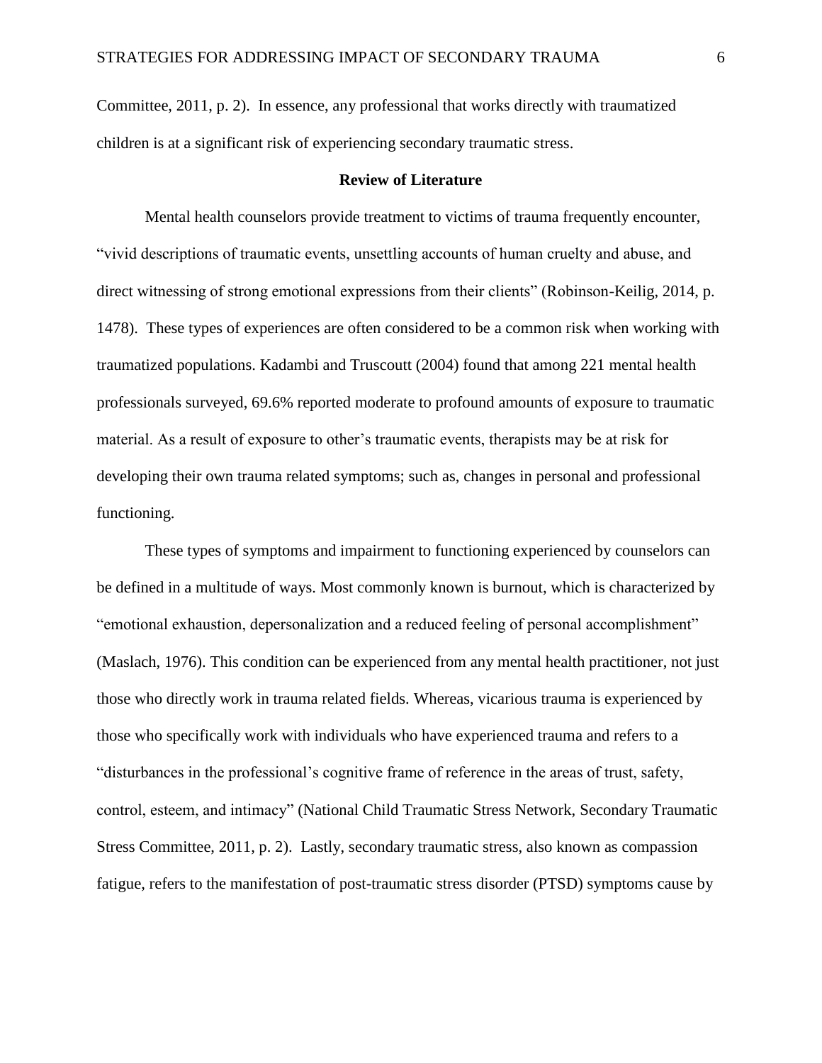Committee, 2011, p. 2). In essence, any professional that works directly with traumatized children is at a significant risk of experiencing secondary traumatic stress.

## Review of Literature

Mental health counselors provide treatment to victims of trauma frequently encounter, "vivid descriptions of traumatic events, unsettling accounts of human cruelty and abuse, and direct witnessing of strong emotional expressions from their clients" (Robinson-Keilig, 2014, p. 1478). These types of experiences are often considered to be a common risk when working with traumatized populations. Kadambi and Truscoutt (2004) found that among 221 mental health professionals surveyed, 69.6% reported moderate to profound amounts of exposure to traumatic material. As a result of exposure to other's traumatic events, therapists may be at risk for developing their own trauma related symptoms; such as, changes in personal and professional functioning.

These types of symptoms and impairment to functioning experienced by counselors can be defined in a multitude of ways. Most commonly known is burnout, which is characterized by "emotional exhaustion, depersonalization and a reduced feeling of personal accomplishment" (Maslach, 1976). This condition can be experienced from any mental health practitioner, not just those who directly work in trauma related fields. Whereas, vicarious trauma is experienced by those who specifically work with individuals who have experienced trauma and refers to a "disturbances in the professional's cognitive frame of reference in the areas of trust, safety, control, esteem, and intimacy" (National Child Traumatic Stress Network, Secondary Traumatic Stress Committee, 2011, p. 2). Lastly, secondary traumatic stress, also known as compassion fatigue, refers to the manifestation of post-traumatic stress disorder (PTSD) symptoms cause by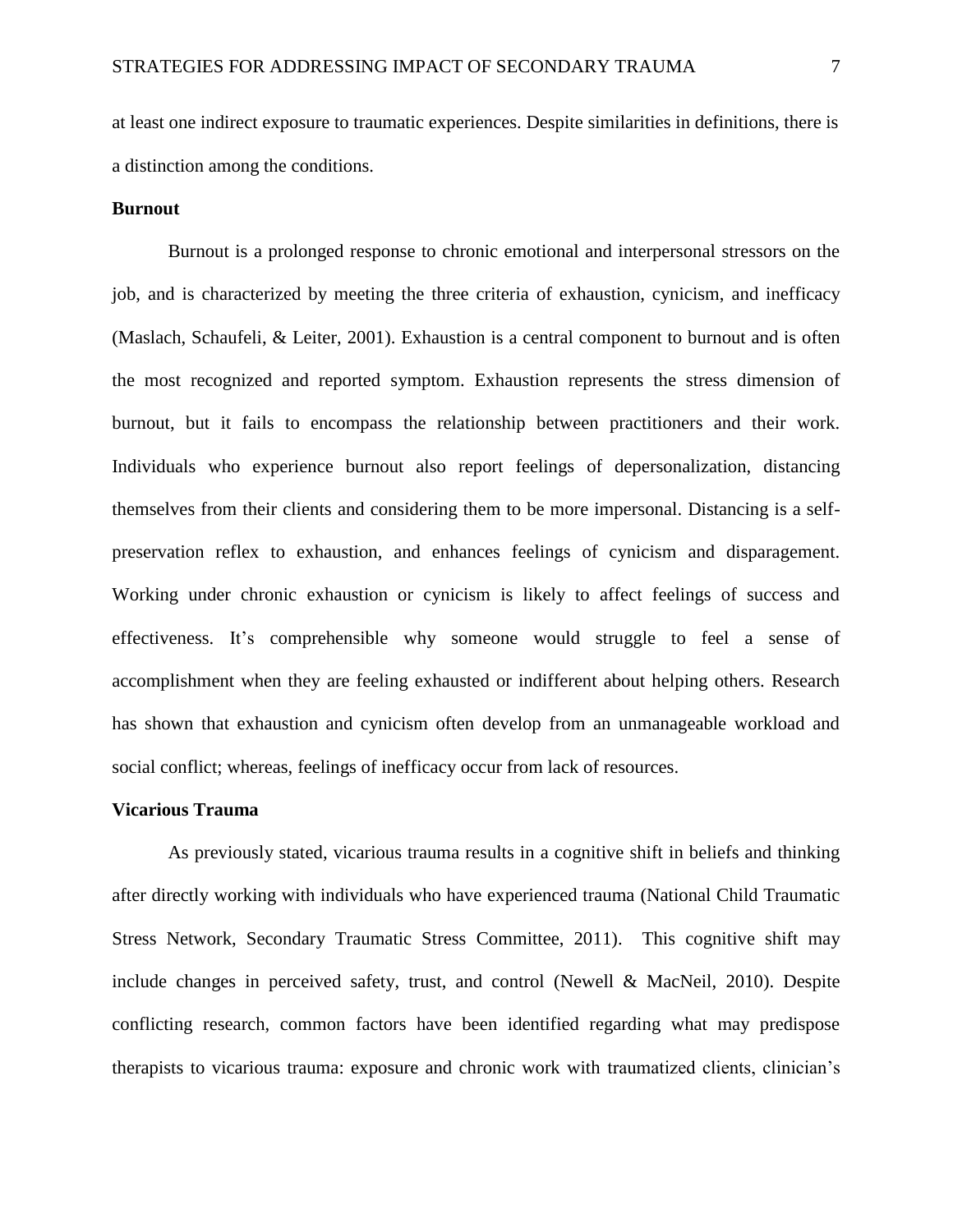at least one indirect exposure to traumatic experiences. Despite similarities in definitions, there is a distinction among the conditions.

**Burnout**

Burnout is a prolonged response to chronic emotional and interpersonal stressors on the job, and is characterized by meeting the three criteria of exhaustion, cynicism, and inefficacy (Maslach, Schaufeli, & Leiter, 2001). Exhaustion is a central component to burnout and is often the most recognized and reported symptom. Exhaustion represents the stress dimension of burnout, but it fails to encompass the relationship between practitioners and their work. Individuals who experience burnout also report feelings of depersonalization, distancing themselves from their clients and considering them to be more impersonal. Distancing is a self-preservation reflex to exhaustion, and enhances feelings of cynicism and disparagement. Working under chronic exhaustion or cynicism is likely to affect feelings of success and effectiveness. It's comprehensible why someone would struggle to feel a sense of accomplishment when they are feeling exhausted or indifferent about helping others. Research has shown that exhaustion and cynicism often develop from an unmanageable workload and social conflict; whereas, feelings of inefficacy occur from lack of resources.

**Vicarious Trauma**

As previously stated, vicarious trauma results in a cognitive shift in beliefs and thinking after directly working with individuals who have experienced trauma (National Child Traumatic Stress Network, Secondary Traumatic Stress Committee, 2011). This cognitive shift may include changes in perceived safety, trust, and control (Newell & MacNeil, 2010). Despite conflicting research, common factors have been identified regarding what may predispose therapists to vicarious trauma: exposure and chronic work with traumatized clients, clinician's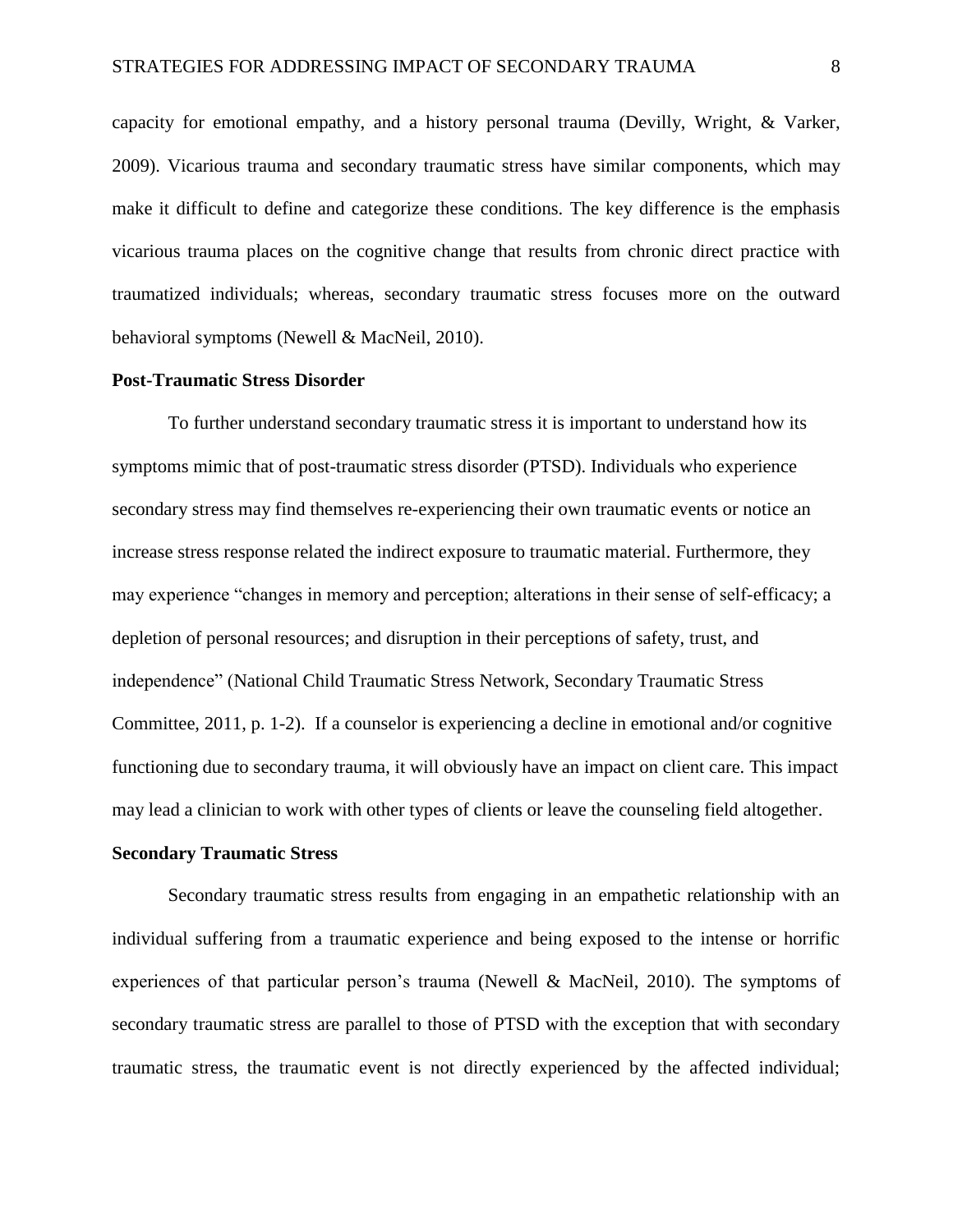capacity for emotional empathy, and a history personal trauma (Devilly, Wright, & Varker, 2009). Vicarious trauma and secondary traumatic stress have similar components, which may make it difficult to define and categorize these conditions. The key difference is the emphasis vicarious trauma places on the cognitive change that results from chronic direct practice with traumatized individuals; whereas, secondary traumatic stress focuses more on the outward behavioral symptoms (Newell & MacNeil, 2010).

**Post-Traumatic Stress Disorder**

To further understand secondary traumatic stress it is important to understand how its symptoms mimic that of post-traumatic stress disorder (PTSD). Individuals who experience secondary stress may find themselves re-experiencing their own traumatic events or notice an increase stress response related the indirect exposure to traumatic material. Furthermore, they may experience "changes in memory and perception; alterations in their sense of self-efficacy; a depletion of personal resources; and disruption in their perceptions of safety, trust, and independence" (National Child Traumatic Stress Network, Secondary Traumatic Stress Committee, 2011, p. 1-2). If a counselor is experiencing a decline in emotional and/or cognitive functioning due to secondary trauma, it will obviously have an impact on client care. This impact may lead a clinician to work with other types of clients or leave the counseling field altogether.

**Secondary Traumatic Stress**

Secondary traumatic stress results from engaging in an empathetic relationship with an individual suffering from a traumatic experience and being exposed to the intense or horrific experiences of that particular person's trauma (Newell & MacNeil, 2010). The symptoms of secondary traumatic stress are parallel to those of PTSD with the exception that with secondary traumatic stress, the traumatic event is not directly experienced by the affected individual;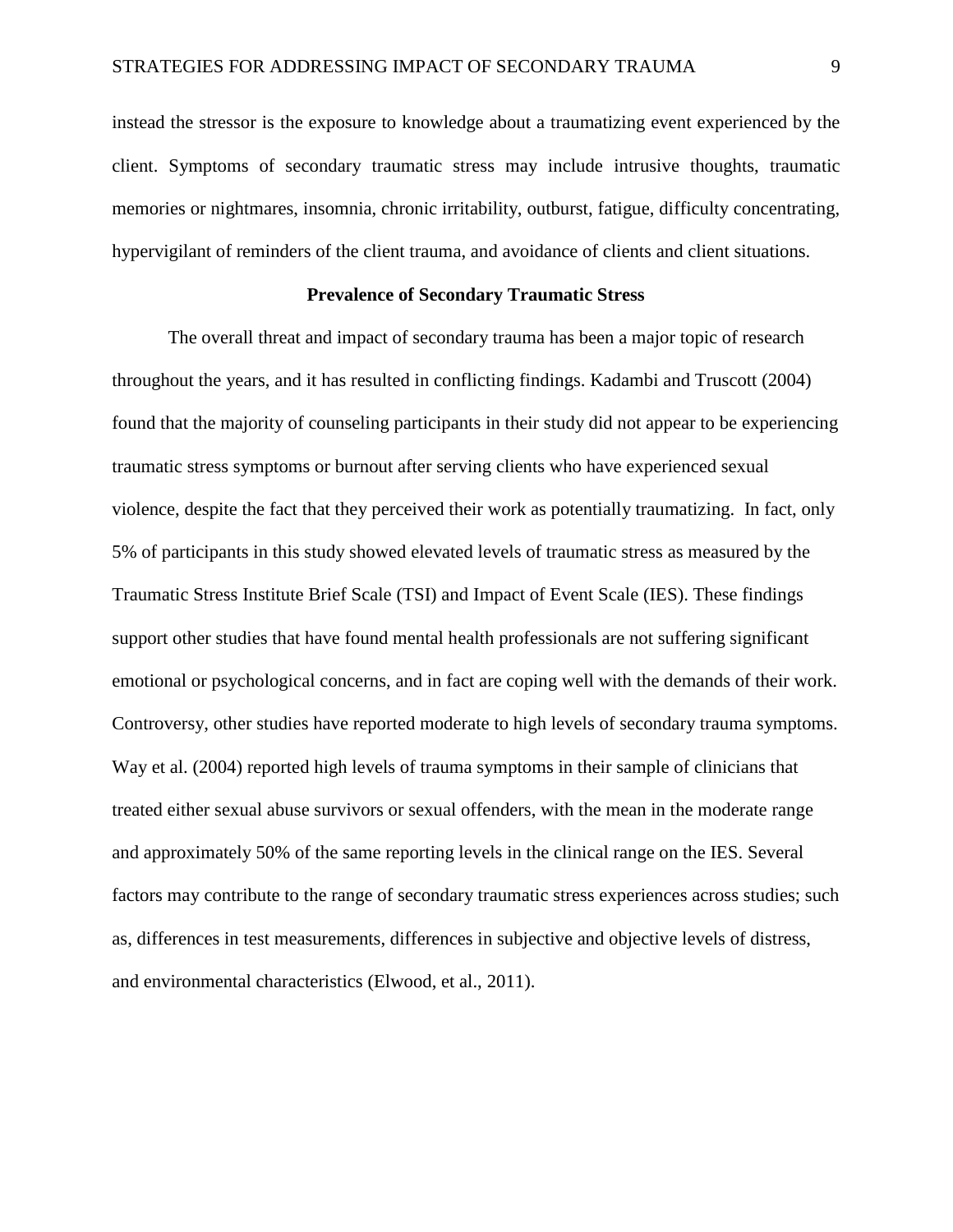instead the stressor is the exposure to knowledge about a traumatizing event experienced by the client. Symptoms of secondary traumatic stress may include intrusive thoughts, traumatic memories or nightmares, insomnia, chronic irritability, outburst, fatigue, difficulty concentrating, hypervigilant of reminders of the client trauma, and avoidance of clients and client situations.

## Prevalence of Secondary Traumatic Stress

The overall threat and impact of secondary trauma has been a major topic of research throughout the years, and it has resulted in conflicting findings. Kadambi and Truscott (2004) found that the majority of counseling participants in their study did not appear to be experiencing traumatic stress symptoms or burnout after serving clients who have experienced sexual violence, despite the fact that they perceived their work as potentially traumatizing. In fact, only 5% of participants in this study showed elevated levels of traumatic stress as measured by the Traumatic Stress Institute Brief Scale (TSI) and Impact of Event Scale (IES). These findings support other studies that have found mental health professionals are not suffering significant emotional or psychological concerns, and in fact are coping well with the demands of their work. Controversy, other studies have reported moderate to high levels of secondary trauma symptoms. Way et al. (2004) reported high levels of trauma symptoms in their sample of clinicians that treated either sexual abuse survivors or sexual offenders, with the mean in the moderate range and approximately 50% of the same reporting levels in the clinical range on the IES. Several factors may contribute to the range of secondary traumatic stress experiences across studies; such as, differences in test measurements, differences in subjective and objective levels of distress, and environmental characteristics (Elwood, et al., 2011).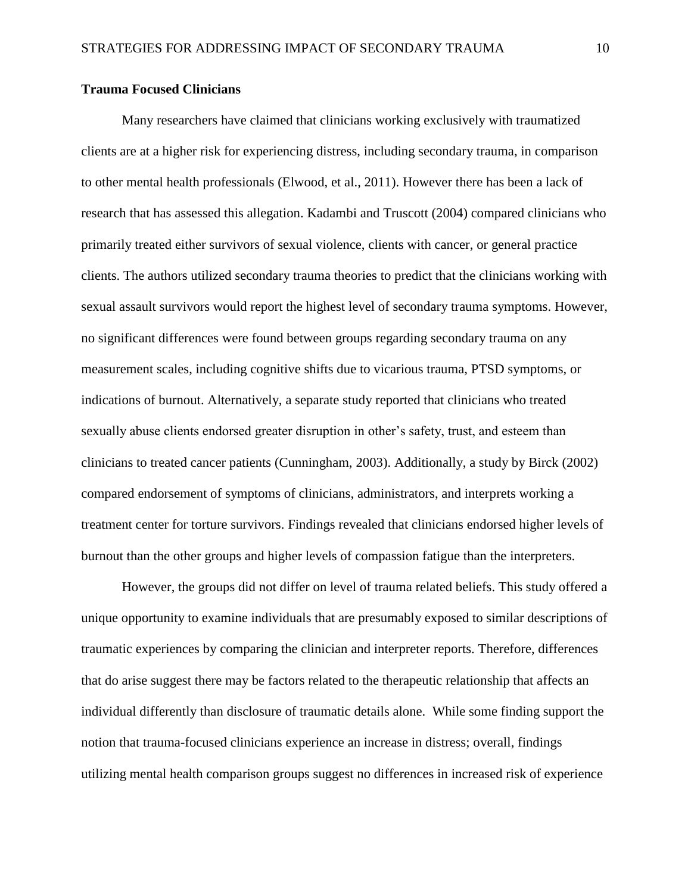**Trauma Focused Clinicians**

Many researchers have claimed that clinicians working exclusively with traumatized clients are at a higher risk for experiencing distress, including secondary trauma, in comparison to other mental health professionals (Elwood, et al., 2011). However there has been a lack of research that has assessed this allegation. Kadambi and Truscott (2004) compared clinicians who primarily treated either survivors of sexual violence, clients with cancer, or general practice clients. The authors utilized secondary trauma theories to predict that the clinicians working with sexual assault survivors would report the highest level of secondary trauma symptoms. However, no significant differences were found between groups regarding secondary trauma on any measurement scales, including cognitive shifts due to vicarious trauma, PTSD symptoms, or indications of burnout. Alternatively, a separate study reported that clinicians who treated sexually abuse clients endorsed greater disruption in other's safety, trust, and esteem than clinicians to treated cancer patients (Cunningham, 2003). Additionally, a study by Birck (2002) compared endorsement of symptoms of clinicians, administrators, and interprets working a treatment center for torture survivors. Findings revealed that clinicians endorsed higher levels of burnout than the other groups and higher levels of compassion fatigue than the interpreters.

However, the groups did not differ on level of trauma related beliefs. This study offered a unique opportunity to examine individuals that are presumably exposed to similar descriptions of traumatic experiences by comparing the clinician and interpreter reports. Therefore, differences that do arise suggest there may be factors related to the therapeutic relationship that affects an individual differently than disclosure of traumatic details alone. While some finding support the notion that trauma-focused clinicians experience an increase in distress; overall, findings utilizing mental health comparison groups suggest no differences in increased risk of experience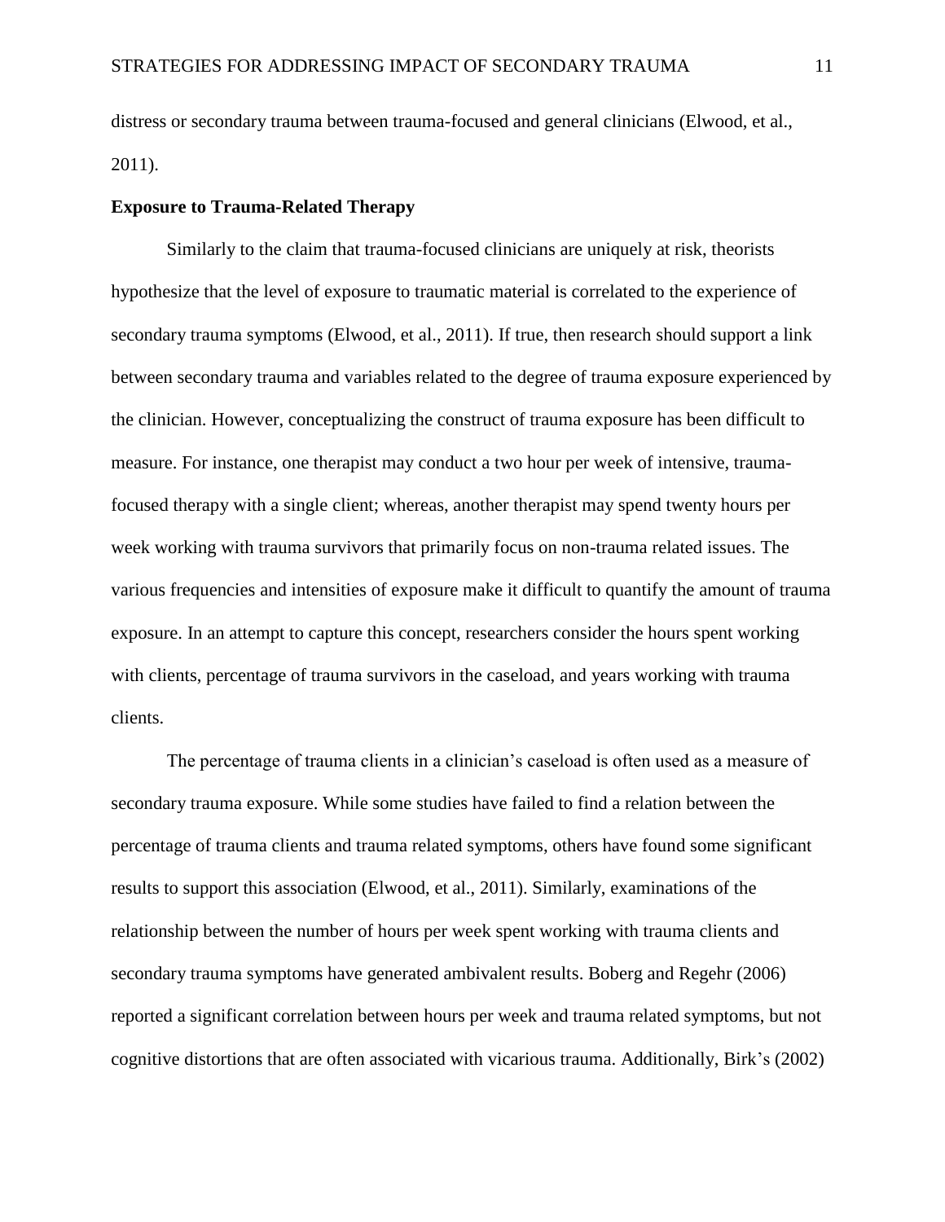distress or secondary trauma between trauma-focused and general clinicians (Elwood, et al., 2011).

**Exposure to Trauma-Related Therapy**

Similarly to the claim that trauma-focused clinicians are uniquely at risk, theorists hypothesize that the level of exposure to traumatic material is correlated to the experience of secondary trauma symptoms (Elwood, et al., 2011). If true, then research should support a link between secondary trauma and variables related to the degree of trauma exposure experienced by the clinician. However, conceptualizing the construct of trauma exposure has been difficult to measure. For instance, one therapist may conduct a two hour per week of intensive, trauma-focused therapy with a single client; whereas, another therapist may spend twenty hours per week working with trauma survivors that primarily focus on non-trauma related issues. The various frequencies and intensities of exposure make it difficult to quantify the amount of trauma exposure. In an attempt to capture this concept, researchers consider the hours spent working with clients, percentage of trauma survivors in the caseload, and years working with trauma clients.

The percentage of trauma clients in a clinician's caseload is often used as a measure of secondary trauma exposure. While some studies have failed to find a relation between the percentage of trauma clients and trauma related symptoms, others have found some significant results to support this association (Elwood, et al., 2011). Similarly, examinations of the relationship between the number of hours per week spent working with trauma clients and secondary trauma symptoms have generated ambivalent results. Boberg and Regehr (2006) reported a significant correlation between hours per week and trauma related symptoms, but not cognitive distortions that are often associated with vicarious trauma. Additionally, Birk's (2002)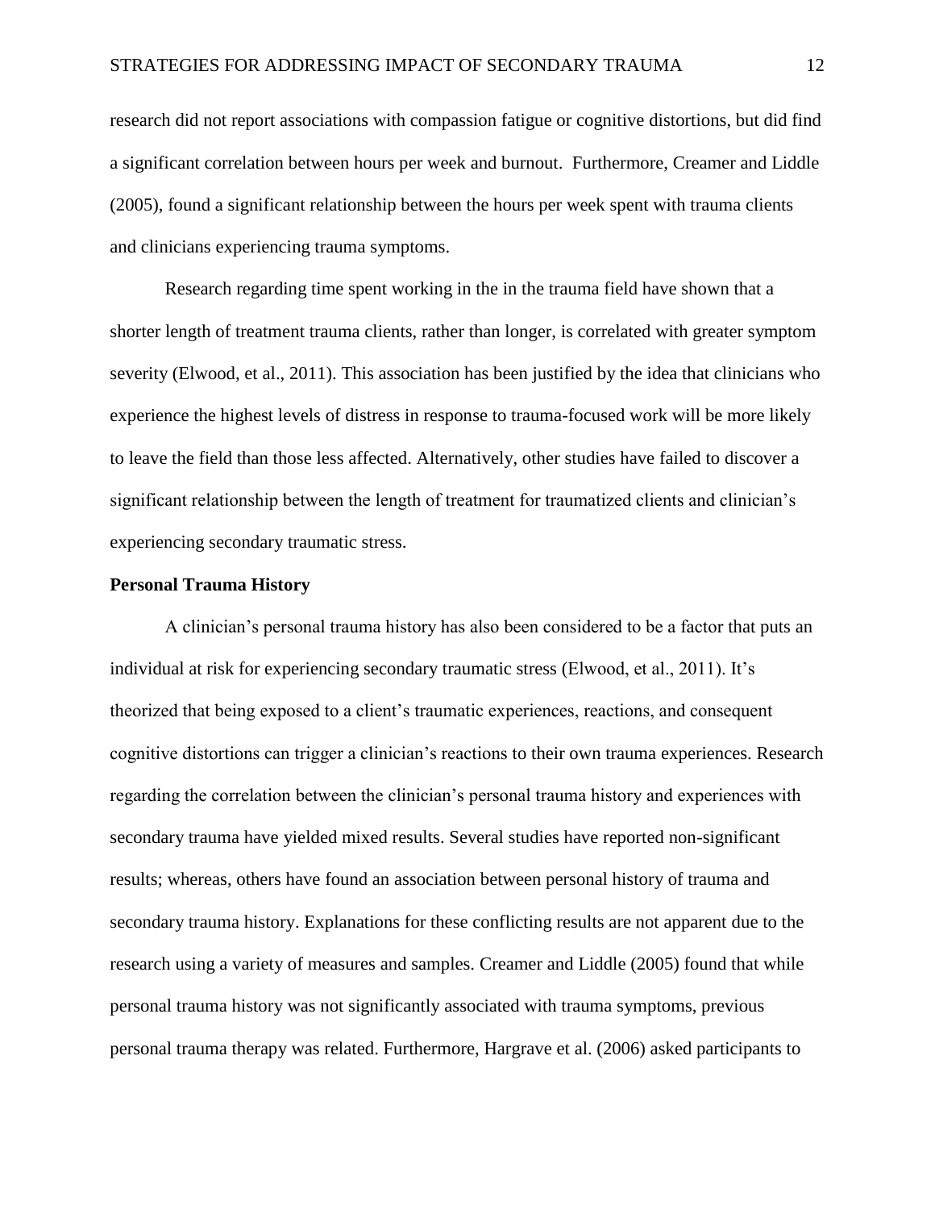research did not report associations with compassion fatigue or cognitive distortions, but did find a significant correlation between hours per week and burnout. Furthermore, Creamer and Liddle (2005), found a significant relationship between the hours per week spent with trauma clients and clinicians experiencing trauma symptoms.

Research regarding time spent working in the in the trauma field have shown that a shorter length of treatment trauma clients, rather than longer, is correlated with greater symptom severity (Elwood, et al., 2011). This association has been justified by the idea that clinicians who experience the highest levels of distress in response to trauma-focused work will be more likely to leave the field than those less affected. Alternatively, other studies have failed to discover a significant relationship between the length of treatment for traumatized clients and clinician's experiencing secondary traumatic stress.

**Personal Trauma History**

A clinician's personal trauma history has also been considered to be a factor that puts an individual at risk for experiencing secondary traumatic stress (Elwood, et al., 2011). It's theorized that being exposed to a client's traumatic experiences, reactions, and consequent cognitive distortions can trigger a clinician's reactions to their own trauma experiences. Research regarding the correlation between the clinician's personal trauma history and experiences with secondary trauma have yielded mixed results. Several studies have reported non-significant results; whereas, others have found an association between personal history of trauma and secondary trauma history. Explanations for these conflicting results are not apparent due to the research using a variety of measures and samples. Creamer and Liddle (2005) found that while personal trauma history was not significantly associated with trauma symptoms, previous personal trauma therapy was related. Furthermore, Hargrave et al. (2006) asked participants to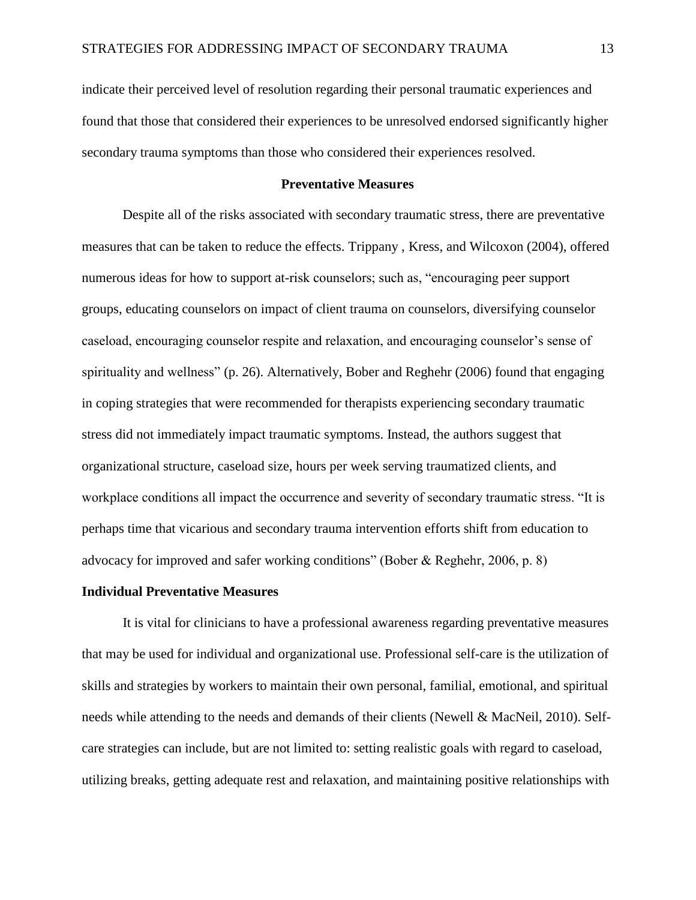indicate their perceived level of resolution regarding their personal traumatic experiences and found that those that considered their experiences to be unresolved endorsed significantly higher secondary trauma symptoms than those who considered their experiences resolved.

## Preventative Measures

Despite all of the risks associated with secondary traumatic stress, there are preventative measures that can be taken to reduce the effects. Trippany , Kress, and Wilcoxon (2004), offered numerous ideas for how to support at-risk counselors; such as, "encouraging peer support groups, educating counselors on impact of client trauma on counselors, diversifying counselor caseload, encouraging counselor respite and relaxation, and encouraging counselor's sense of spirituality and wellness" (p. 26). Alternatively, Bober and Reghehr (2006) found that engaging in coping strategies that were recommended for therapists experiencing secondary traumatic stress did not immediately impact traumatic symptoms. Instead, the authors suggest that organizational structure, caseload size, hours per week serving traumatized clients, and workplace conditions all impact the occurrence and severity of secondary traumatic stress. "It is perhaps time that vicarious and secondary trauma intervention efforts shift from education to advocacy for improved and safer working conditions" (Bober & Reghehr, 2006, p. 8)

### Individual Preventative Measures

It is vital for clinicians to have a professional awareness regarding preventative measures that may be used for individual and organizational use. Professional self-care is the utilization of skills and strategies by workers to maintain their own personal, familial, emotional, and spiritual needs while attending to the needs and demands of their clients (Newell & MacNeil, 2010). Self-care strategies can include, but are not limited to: setting realistic goals with regard to caseload, utilizing breaks, getting adequate rest and relaxation, and maintaining positive relationships with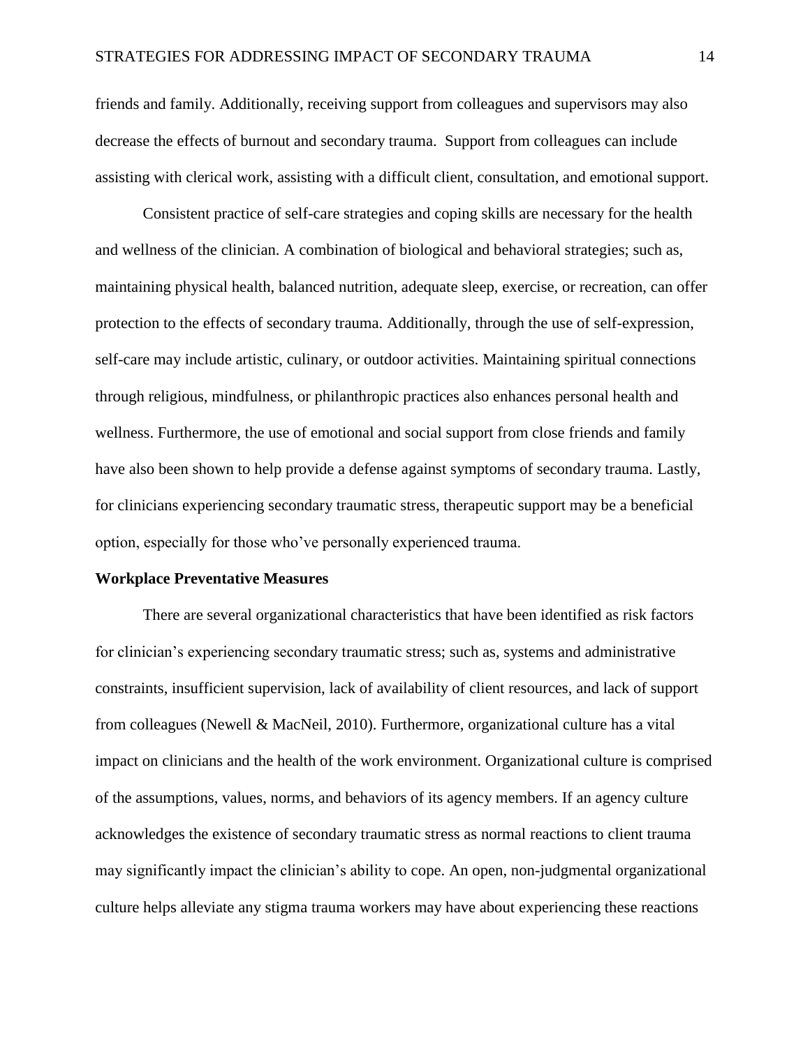friends and family. Additionally, receiving support from colleagues and supervisors may also decrease the effects of burnout and secondary trauma. Support from colleagues can include assisting with clerical work, assisting with a difficult client, consultation, and emotional support.

Consistent practice of self-care strategies and coping skills are necessary for the health and wellness of the clinician. A combination of biological and behavioral strategies; such as, maintaining physical health, balanced nutrition, adequate sleep, exercise, or recreation, can offer protection to the effects of secondary trauma. Additionally, through the use of self-expression, self-care may include artistic, culinary, or outdoor activities. Maintaining spiritual connections through religious, mindfulness, or philanthropic practices also enhances personal health and wellness. Furthermore, the use of emotional and social support from close friends and family have also been shown to help provide a defense against symptoms of secondary trauma. Lastly, for clinicians experiencing secondary traumatic stress, therapeutic support may be a beneficial option, especially for those who've personally experienced trauma.

**Workplace Preventative Measures**

There are several organizational characteristics that have been identified as risk factors for clinician's experiencing secondary traumatic stress; such as, systems and administrative constraints, insufficient supervision, lack of availability of client resources, and lack of support from colleagues (Newell & MacNeil, 2010). Furthermore, organizational culture has a vital impact on clinicians and the health of the work environment. Organizational culture is comprised of the assumptions, values, norms, and behaviors of its agency members. If an agency culture acknowledges the existence of secondary traumatic stress as normal reactions to client trauma may significantly impact the clinician's ability to cope. An open, non-judgmental organizational culture helps alleviate any stigma trauma workers may have about experiencing these reactions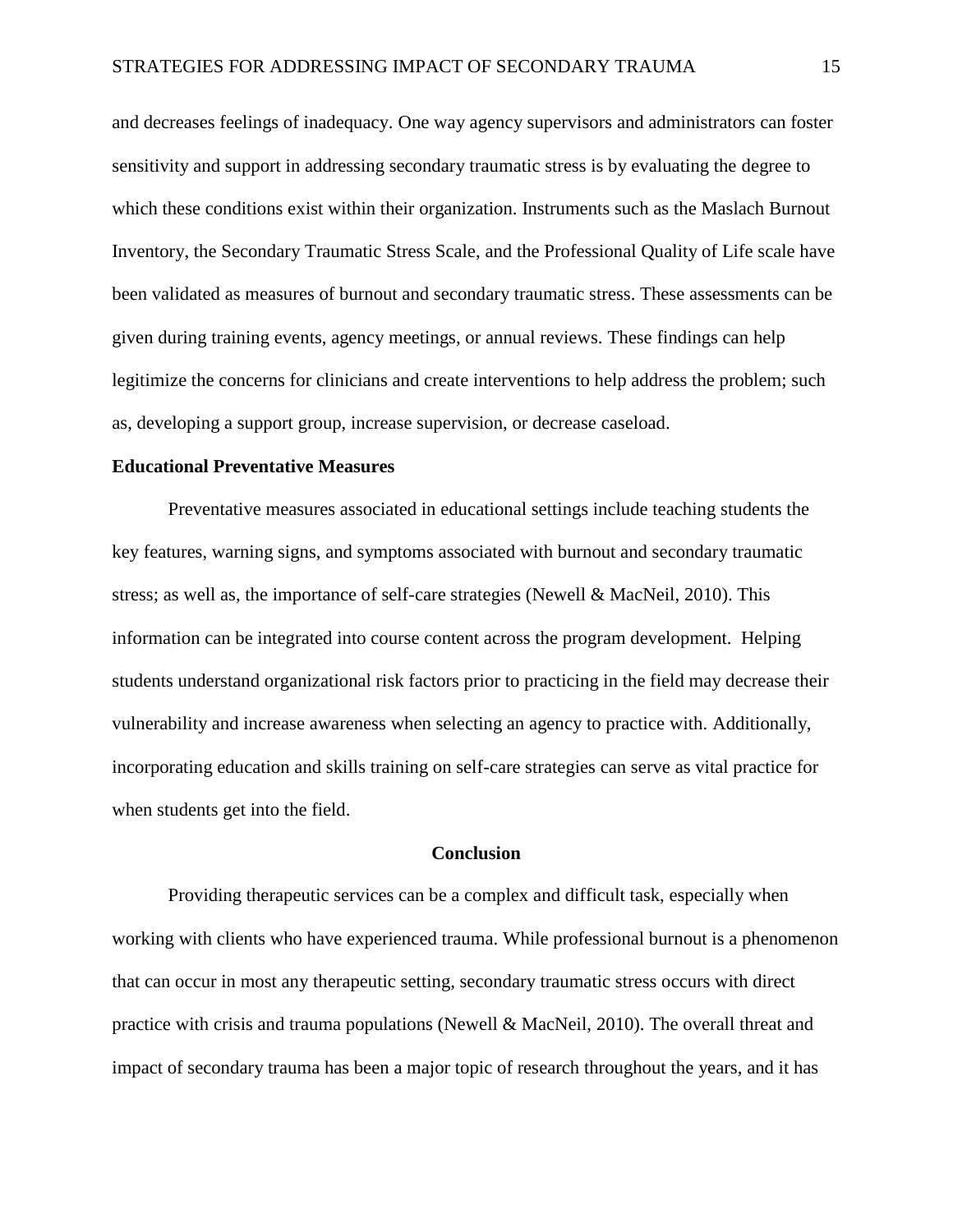and decreases feelings of inadequacy. One way agency supervisors and administrators can foster sensitivity and support in addressing secondary traumatic stress is by evaluating the degree to which these conditions exist within their organization. Instruments such as the Maslach Burnout Inventory, the Secondary Traumatic Stress Scale, and the Professional Quality of Life scale have been validated as measures of burnout and secondary traumatic stress. These assessments can be given during training events, agency meetings, or annual reviews. These findings can help legitimize the concerns for clinicians and create interventions to help address the problem; such as, developing a support group, increase supervision, or decrease caseload.

**Educational Preventative Measures**

Preventative measures associated in educational settings include teaching students the key features, warning signs, and symptoms associated with burnout and secondary traumatic stress; as well as, the importance of self-care strategies (Newell & MacNeil, 2010). This information can be integrated into course content across the program development. Helping students understand organizational risk factors prior to practicing in the field may decrease their vulnerability and increase awareness when selecting an agency to practice with. Additionally, incorporating education and skills training on self-care strategies can serve as vital practice for when students get into the field.

## Conclusion

Providing therapeutic services can be a complex and difficult task, especially when working with clients who have experienced trauma. While professional burnout is a phenomenon that can occur in most any therapeutic setting, secondary traumatic stress occurs with direct practice with crisis and trauma populations (Newell & MacNeil, 2010). The overall threat and impact of secondary trauma has been a major topic of research throughout the years, and it has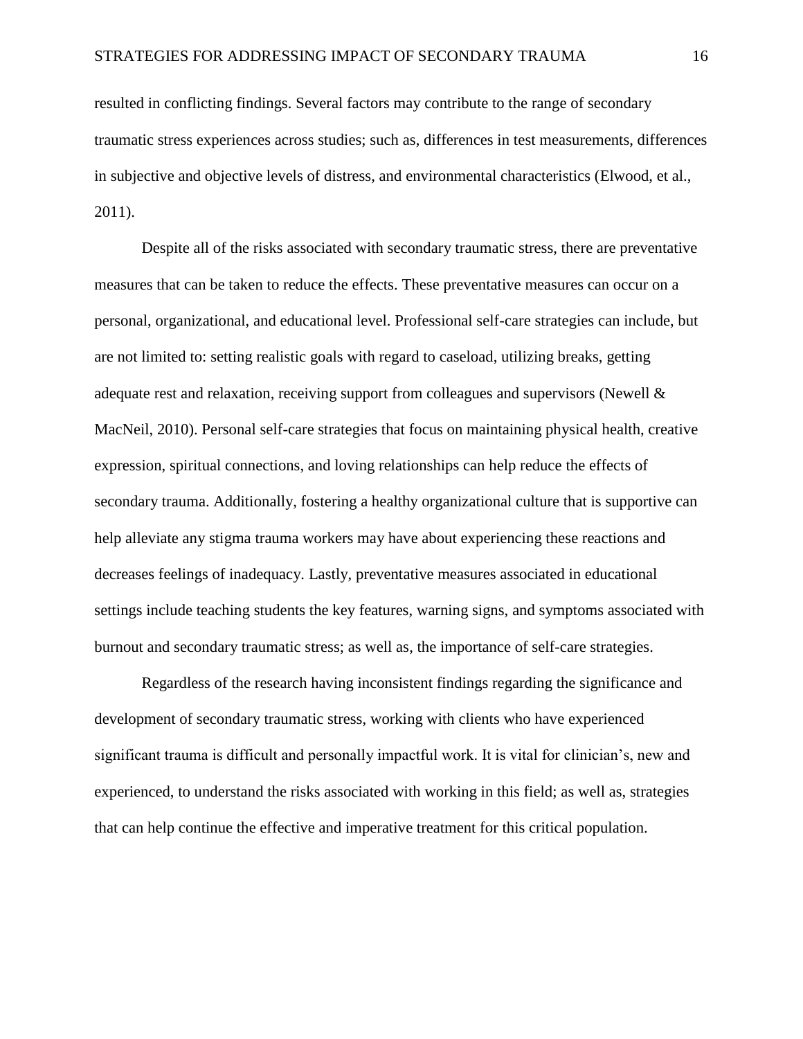resulted in conflicting findings. Several factors may contribute to the range of secondary traumatic stress experiences across studies; such as, differences in test measurements, differences in subjective and objective levels of distress, and environmental characteristics (Elwood, et al., 2011).

Despite all of the risks associated with secondary traumatic stress, there are preventative measures that can be taken to reduce the effects. These preventative measures can occur on a personal, organizational, and educational level. Professional self-care strategies can include, but are not limited to: setting realistic goals with regard to caseload, utilizing breaks, getting adequate rest and relaxation, receiving support from colleagues and supervisors (Newell & MacNeil, 2010). Personal self-care strategies that focus on maintaining physical health, creative expression, spiritual connections, and loving relationships can help reduce the effects of secondary trauma. Additionally, fostering a healthy organizational culture that is supportive can help alleviate any stigma trauma workers may have about experiencing these reactions and decreases feelings of inadequacy. Lastly, preventative measures associated in educational settings include teaching students the key features, warning signs, and symptoms associated with burnout and secondary traumatic stress; as well as, the importance of self-care strategies.

Regardless of the research having inconsistent findings regarding the significance and development of secondary traumatic stress, working with clients who have experienced significant trauma is difficult and personally impactful work. It is vital for clinician's, new and experienced, to understand the risks associated with working in this field; as well as, strategies that can help continue the effective and imperative treatment for this critical population.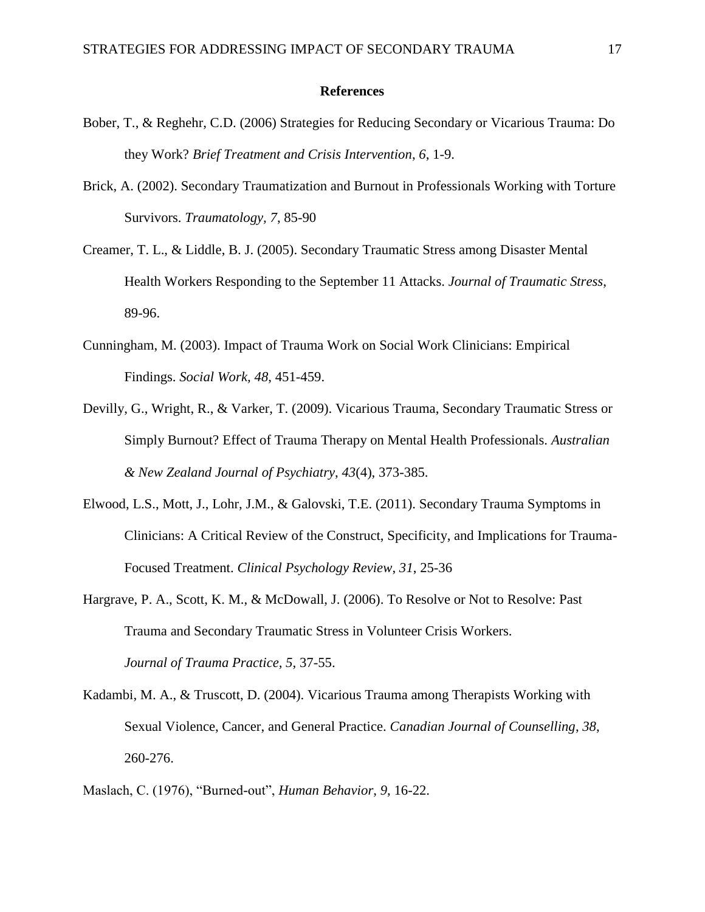# References

Bober, T., & Reghehr, C.D. (2006) Strategies for Reducing Secondary or Vicarious Trauma: Do they Work? *Brief Treatment and Crisis Intervention*, *6*, 1-9.

Brick, A. (2002). Secondary Traumatization and Burnout in Professionals Working with Torture Survivors. *Traumatology, 7*, 85-90

Creamer, T. L., & Liddle, B. J. (2005). Secondary Traumatic Stress among Disaster Mental Health Workers Responding to the September 11 Attacks. *Journal of Traumatic Stress*, 89-96.

Cunningham, M. (2003). Impact of Trauma Work on Social Work Clinicians: Empirical Findings. *Social Work*, *48*, 451-459.

Devilly, G., Wright, R., & Varker, T. (2009). Vicarious Trauma, Secondary Traumatic Stress or Simply Burnout? Effect of Trauma Therapy on Mental Health Professionals. *Australian & New Zealand Journal of Psychiatry*, *43*(4), 373-385.

Elwood, L.S., Mott, J., Lohr, J.M., & Galovski, T.E. (2011). Secondary Trauma Symptoms in Clinicians: A Critical Review of the Construct, Specificity, and Implications for Trauma-Focused Treatment. *Clinical Psychology Review*, *31*, 25-36

Hargrave, P. A., Scott, K. M., & McDowall, J. (2006). To Resolve or Not to Resolve: Past Trauma and Secondary Traumatic Stress in Volunteer Crisis Workers. *Journal of Trauma Practice, 5*, 37-55.

Kadambi, M. A., & Truscott, D. (2004). Vicarious Trauma among Therapists Working with Sexual Violence, Cancer, and General Practice. *Canadian Journal of Counselling, 38*, 260-276.

Maslach, C. (1976), "Burned-out", *Human Behavior*, *9*, 16-22.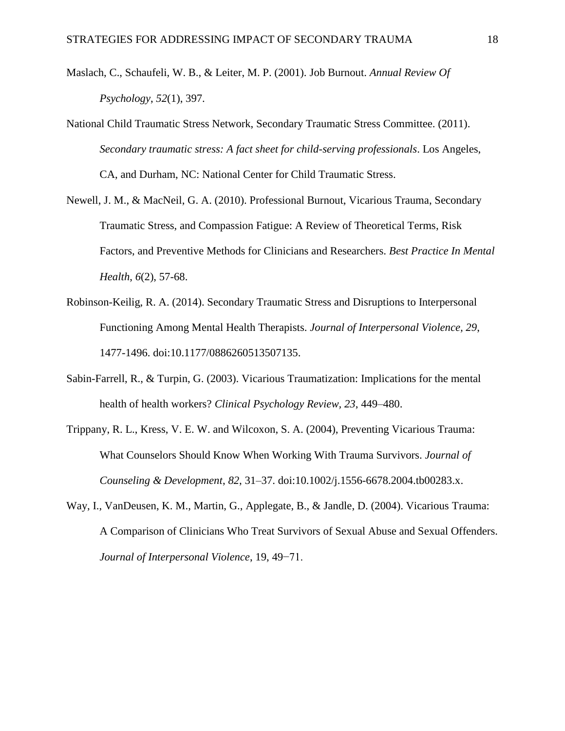Maslach, C., Schaufeli, W. B., & Leiter, M. P. (2001). Job Burnout. *Annual Review Of Psychology*, *52*(1), 397.

National Child Traumatic Stress Network, Secondary Traumatic Stress Committee. (2011). *Secondary traumatic stress: A fact sheet for child-serving professionals*. Los Angeles, CA, and Durham, NC: National Center for Child Traumatic Stress.

Newell, J. M., & MacNeil, G. A. (2010). Professional Burnout, Vicarious Trauma, Secondary Traumatic Stress, and Compassion Fatigue: A Review of Theoretical Terms, Risk Factors, and Preventive Methods for Clinicians and Researchers. *Best Practice In Mental Health*, *6*(2), 57-68.

Robinson-Keilig, R. A. (2014). Secondary Traumatic Stress and Disruptions to Interpersonal Functioning Among Mental Health Therapists. *Journal of Interpersonal Violence, 29*, 1477-1496. doi:10.1177/0886260513507135.

Sabin-Farrell, R., & Turpin, G. (2003). Vicarious Traumatization: Implications for the mental health of health workers? *Clinical Psychology Review, 23*, 449–480.

Trippany, R. L., Kress, V. E. W. and Wilcoxon, S. A. (2004), Preventing Vicarious Trauma: What Counselors Should Know When Working With Trauma Survivors. *Journal of Counseling & Development*, *82*, 31–37. doi:10.1002/j.1556-6678.2004.tb00283.x.

Way, I., VanDeusen, K. M., Martin, G., Applegate, B., & Jandle, D. (2004). Vicarious Trauma: A Comparison of Clinicians Who Treat Survivors of Sexual Abuse and Sexual Offenders. *Journal of Interpersonal Violence*, 19, 49−71.